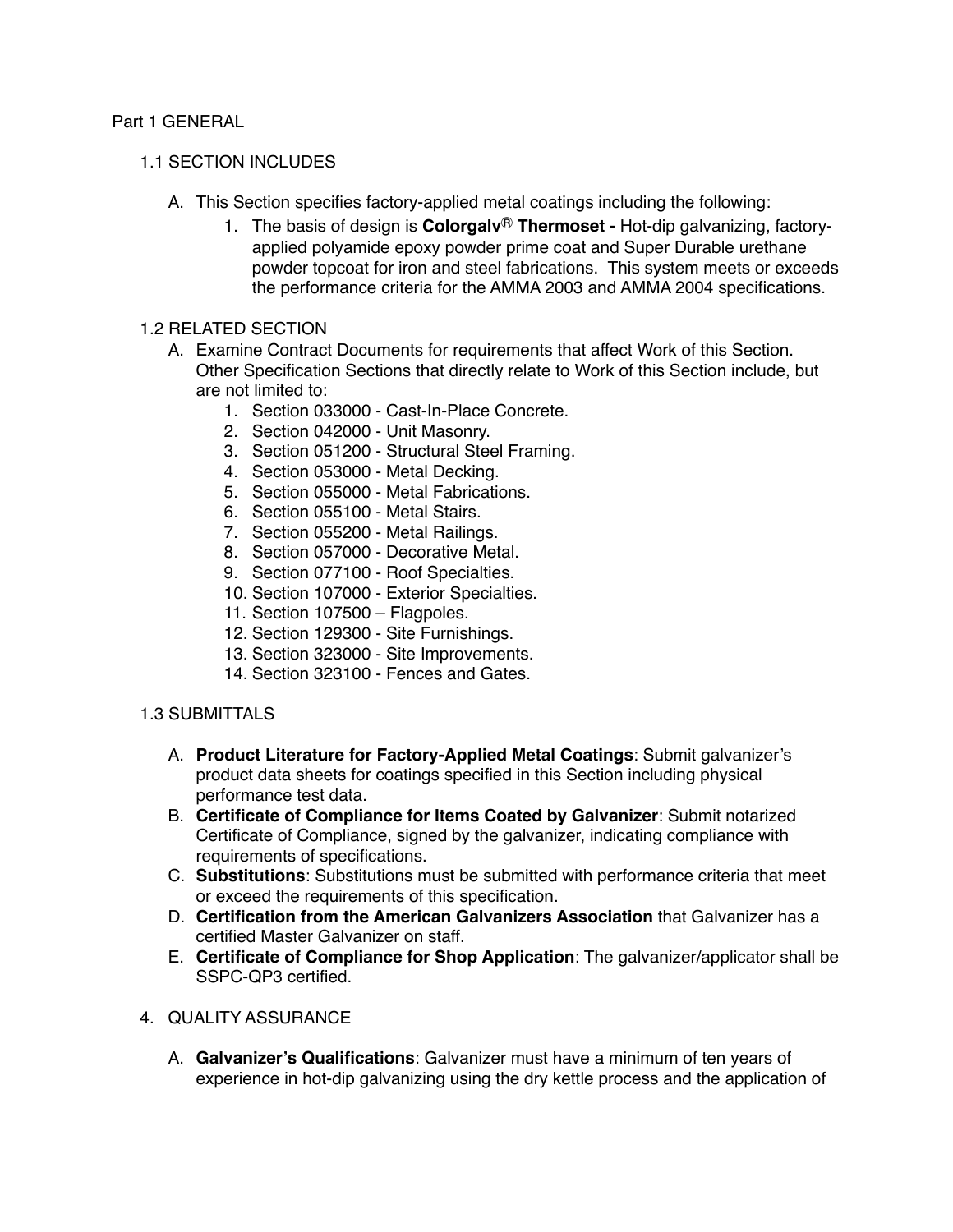Part 1 GENERAL

1.1 SECTION INCLUDES

A. This Section specifies factory-applied metal coatings including the following:

1. The basis of design is **Colorgalv® Thermoset -** Hot-dip galvanizing, factory-applied polyamide epoxy powder prime coat and Super Durable urethane powder topcoat for iron and steel fabrications. This system meets or exceeds the performance criteria for the AMMA 2003 and AMMA 2004 specifications.

1.2 RELATED SECTION

A. Examine Contract Documents for requirements that affect Work of this Section. Other Specification Sections that directly relate to Work of this Section include, but are not limited to:

1. Section 033000 - Cast-In-Place Concrete.
2. Section 042000 - Unit Masonry.
3. Section 051200 - Structural Steel Framing.
4. Section 053000 - Metal Decking.
5. Section 055000 - Metal Fabrications.
6. Section 055100 - Metal Stairs.
7. Section 055200 - Metal Railings.
8. Section 057000 - Decorative Metal.
9. Section 077100 - Roof Specialties.
10. Section 107000 - Exterior Specialties.
11. Section 107500 – Flagpoles.
12. Section 129300 - Site Furnishings.
13. Section 323000 - Site Improvements.
14. Section 323100 - Fences and Gates.

1.3 SUBMITTALS

A. **Product Literature for Factory-Applied Metal Coatings**: Submit galvanizer's product data sheets for coatings specified in this Section including physical performance test data.

B. **Certificate of Compliance for Items Coated by Galvanizer**: Submit notarized Certificate of Compliance, signed by the galvanizer, indicating compliance with requirements of specifications.

C. **Substitutions**: Substitutions must be submitted with performance criteria that meet or exceed the requirements of this specification.

D. **Certification from the American Galvanizers Association** that Galvanizer has a certified Master Galvanizer on staff.

E. **Certificate of Compliance for Shop Application**: The galvanizer/applicator shall be SSPC-QP3 certified.

4. QUALITY ASSURANCE

A. **Galvanizer's Qualifications**: Galvanizer must have a minimum of ten years of experience in hot-dip galvanizing using the dry kettle process and the application of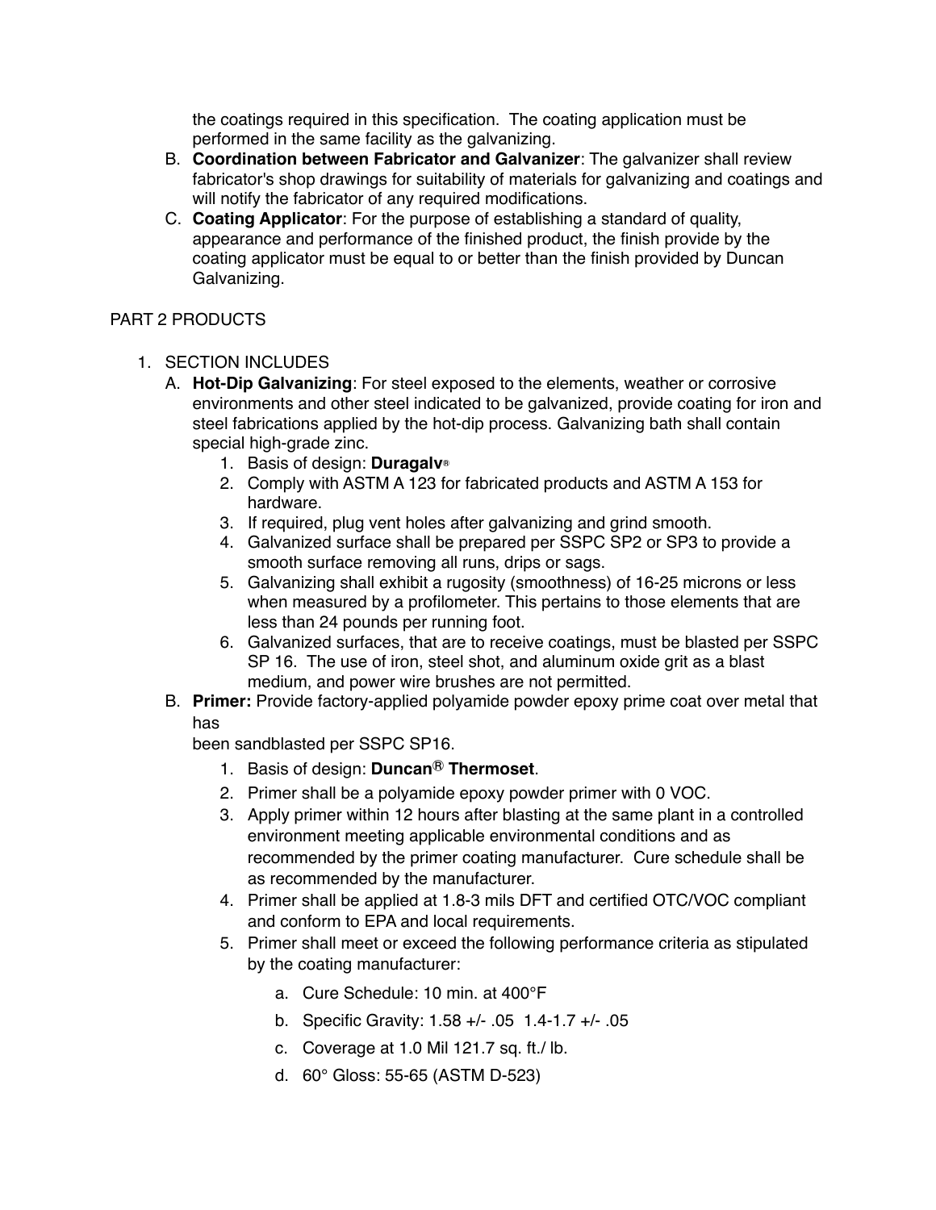the coatings required in this specification. The coating application must be performed in the same facility as the galvanizing.

B. **Coordination between Fabricator and Galvanizer**: The galvanizer shall review fabricator's shop drawings for suitability of materials for galvanizing and coatings and will notify the fabricator of any required modifications.

C. **Coating Applicator**: For the purpose of establishing a standard of quality, appearance and performance of the finished product, the finish provide by the coating applicator must be equal to or better than the finish provided by Duncan Galvanizing.

PART 2 PRODUCTS

1. SECTION INCLUDES

   A. **Hot-Dip Galvanizing**: For steel exposed to the elements, weather or corrosive environments and other steel indicated to be galvanized, provide coating for iron and steel fabrications applied by the hot-dip process. Galvanizing bath shall contain special high-grade zinc.

      1. Basis of design: **Duragalv®**
      2. Comply with ASTM A 123 for fabricated products and ASTM A 153 for hardware.
      3. If required, plug vent holes after galvanizing and grind smooth.
      4. Galvanized surface shall be prepared per SSPC SP2 or SP3 to provide a smooth surface removing all runs, drips or sags.
      5. Galvanizing shall exhibit a rugosity (smoothness) of 16-25 microns or less when measured by a profilometer. This pertains to those elements that are less than 24 pounds per running foot.
      6. Galvanized surfaces, that are to receive coatings, must be blasted per SSPC SP 16. The use of iron, steel shot, and aluminum oxide grit as a blast medium, and power wire brushes are not permitted.

   B. **Primer:** Provide factory-applied polyamide powder epoxy prime coat over metal that has been sandblasted per SSPC SP16.

      1. Basis of design: **Duncan® Thermoset**.
      2. Primer shall be a polyamide epoxy powder primer with 0 VOC.
      3. Apply primer within 12 hours after blasting at the same plant in a controlled environment meeting applicable environmental conditions and as recommended by the primer coating manufacturer. Cure schedule shall be as recommended by the manufacturer.
      4. Primer shall be applied at 1.8-3 mils DFT and certified OTC/VOC compliant and conform to EPA and local requirements.
      5. Primer shall meet or exceed the following performance criteria as stipulated by the coating manufacturer:

         a. Cure Schedule: 10 min. at 400°F

         b. Specific Gravity: 1.58 +/- .05 1.4-1.7 +/- .05

         c. Coverage at 1.0 Mil 121.7 sq. ft./ lb.

         d. 60° Gloss: 55-65 (ASTM D-523)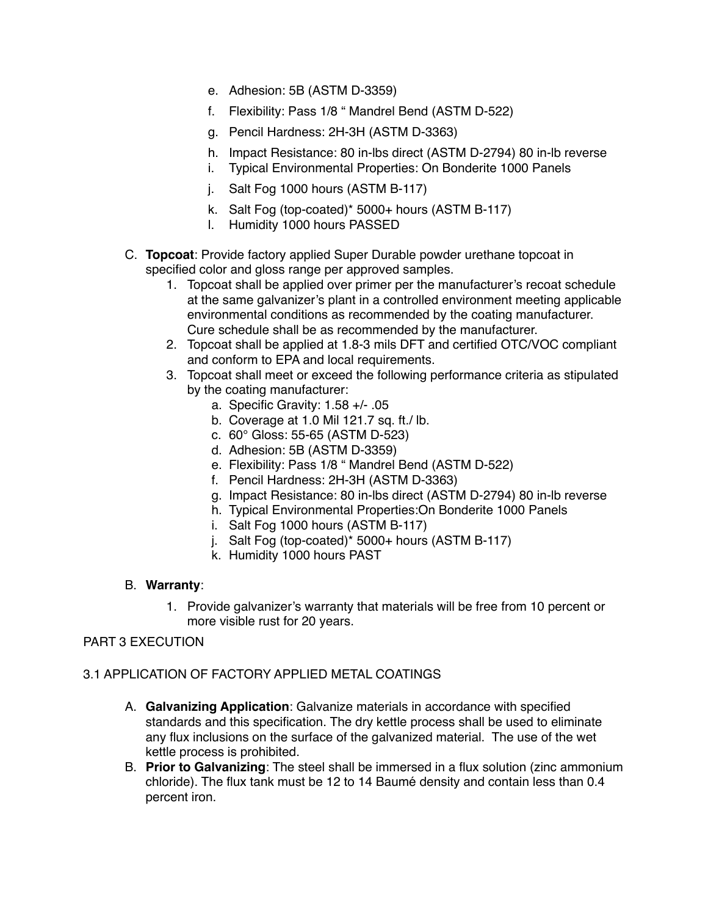e. Adhesion: 5B (ASTM D-3359)
   f. Flexibility: Pass 1/8 " Mandrel Bend (ASTM D-522)
   g. Pencil Hardness: 2H-3H (ASTM D-3363)
   h. Impact Resistance: 80 in-lbs direct (ASTM D-2794) 80 in-lb reverse
   i. Typical Environmental Properties: On Bonderite 1000 Panels
   j. Salt Fog 1000 hours (ASTM B-117)
   k. Salt Fog (top-coated)* 5000+ hours (ASTM B-117)
   l. Humidity 1000 hours PASSED

C. **Topcoat**: Provide factory applied Super Durable powder urethane topcoat in specified color and gloss range per approved samples.
   1. Topcoat shall be applied over primer per the manufacturer's recoat schedule at the same galvanizer's plant in a controlled environment meeting applicable environmental conditions as recommended by the coating manufacturer. Cure schedule shall be as recommended by the manufacturer.
   2. Topcoat shall be applied at 1.8-3 mils DFT and certified OTC/VOC compliant and conform to EPA and local requirements.
   3. Topcoat shall meet or exceed the following performance criteria as stipulated by the coating manufacturer:
      a. Specific Gravity: 1.58 +/- .05
      b. Coverage at 1.0 Mil 121.7 sq. ft./ lb.
      c. 60° Gloss: 55-65 (ASTM D-523)
      d. Adhesion: 5B (ASTM D-3359)
      e. Flexibility: Pass 1/8 " Mandrel Bend (ASTM D-522)
      f. Pencil Hardness: 2H-3H (ASTM D-3363)
      g. Impact Resistance: 80 in-lbs direct (ASTM D-2794) 80 in-lb reverse
      h. Typical Environmental Properties:On Bonderite 1000 Panels
      i. Salt Fog 1000 hours (ASTM B-117)
      j. Salt Fog (top-coated)* 5000+ hours (ASTM B-117)
      k. Humidity 1000 hours PAST

B. **Warranty**:

   1. Provide galvanizer's warranty that materials will be free from 10 percent or more visible rust for 20 years.

PART 3 EXECUTION

3.1 APPLICATION OF FACTORY APPLIED METAL COATINGS

A. **Galvanizing Application**: Galvanize materials in accordance with specified standards and this specification. The dry kettle process shall be used to eliminate any flux inclusions on the surface of the galvanized material. The use of the wet kettle process is prohibited.
B. **Prior to Galvanizing**: The steel shall be immersed in a flux solution (zinc ammonium chloride). The flux tank must be 12 to 14 Baumé density and contain less than 0.4 percent iron.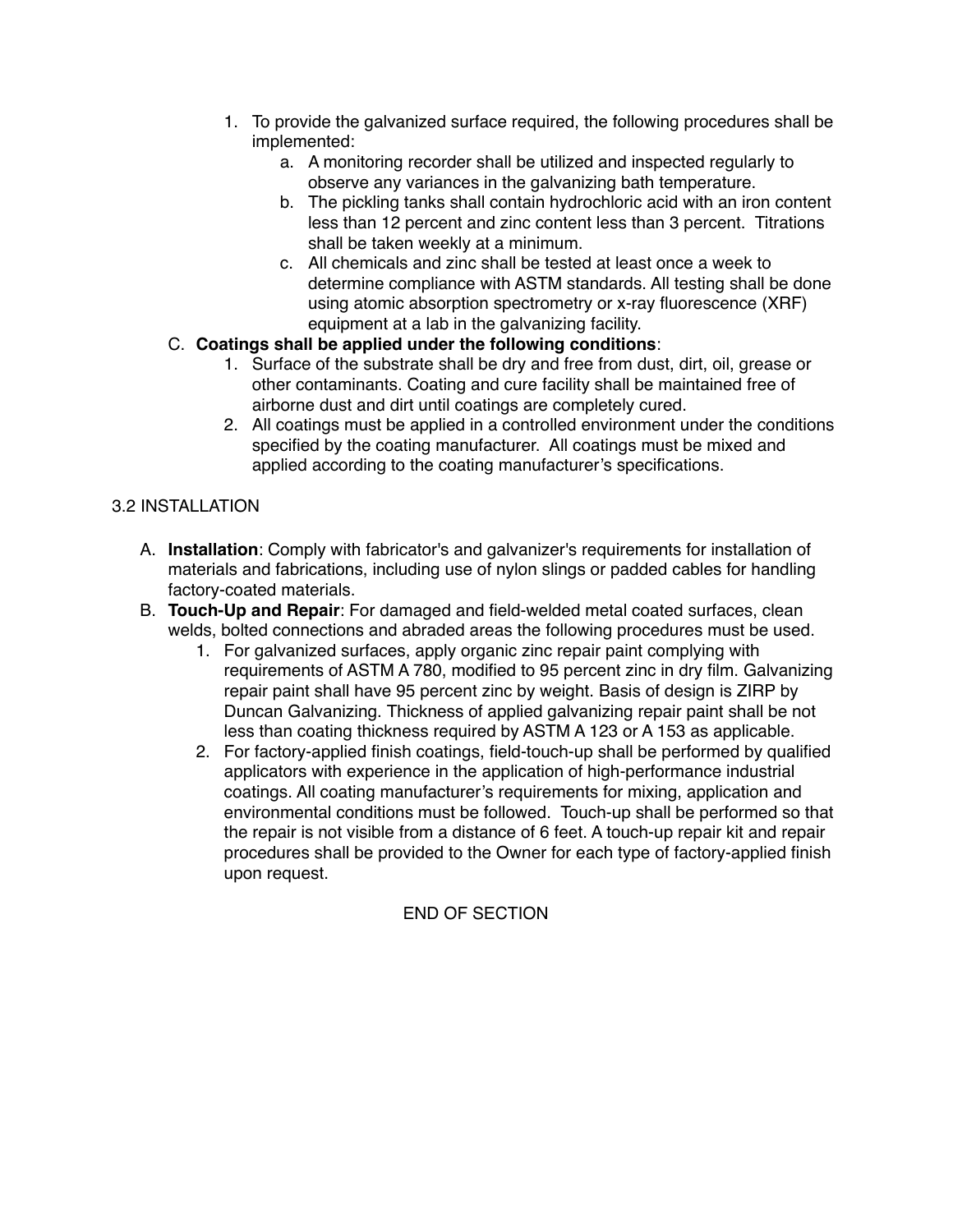1. To provide the galvanized surface required, the following procedures shall be implemented:
    a. A monitoring recorder shall be utilized and inspected regularly to observe any variances in the galvanizing bath temperature.
    b. The pickling tanks shall contain hydrochloric acid with an iron content less than 12 percent and zinc content less than 3 percent. Titrations shall be taken weekly at a minimum.
    c. All chemicals and zinc shall be tested at least once a week to determine compliance with ASTM standards. All testing shall be done using atomic absorption spectrometry or x-ray fluorescence (XRF) equipment at a lab in the galvanizing facility.

C. **Coatings shall be applied under the following conditions**:
1. Surface of the substrate shall be dry and free from dust, dirt, oil, grease or other contaminants. Coating and cure facility shall be maintained free of airborne dust and dirt until coatings are completely cured.
2. All coatings must be applied in a controlled environment under the conditions specified by the coating manufacturer. All coatings must be mixed and applied according to the coating manufacturer's specifications.

3.2 INSTALLATION

A. **Installation**: Comply with fabricator's and galvanizer's requirements for installation of materials and fabrications, including use of nylon slings or padded cables for handling factory-coated materials.

B. **Touch-Up and Repair**: For damaged and field-welded metal coated surfaces, clean welds, bolted connections and abraded areas the following procedures must be used.
1. For galvanized surfaces, apply organic zinc repair paint complying with requirements of ASTM A 780, modified to 95 percent zinc in dry film. Galvanizing repair paint shall have 95 percent zinc by weight. Basis of design is ZIRP by Duncan Galvanizing. Thickness of applied galvanizing repair paint shall be not less than coating thickness required by ASTM A 123 or A 153 as applicable.
2. For factory-applied finish coatings, field-touch-up shall be performed by qualified applicators with experience in the application of high-performance industrial coatings. All coating manufacturer's requirements for mixing, application and environmental conditions must be followed. Touch-up shall be performed so that the repair is not visible from a distance of 6 feet. A touch-up repair kit and repair procedures shall be provided to the Owner for each type of factory-applied finish upon request.

END OF SECTION